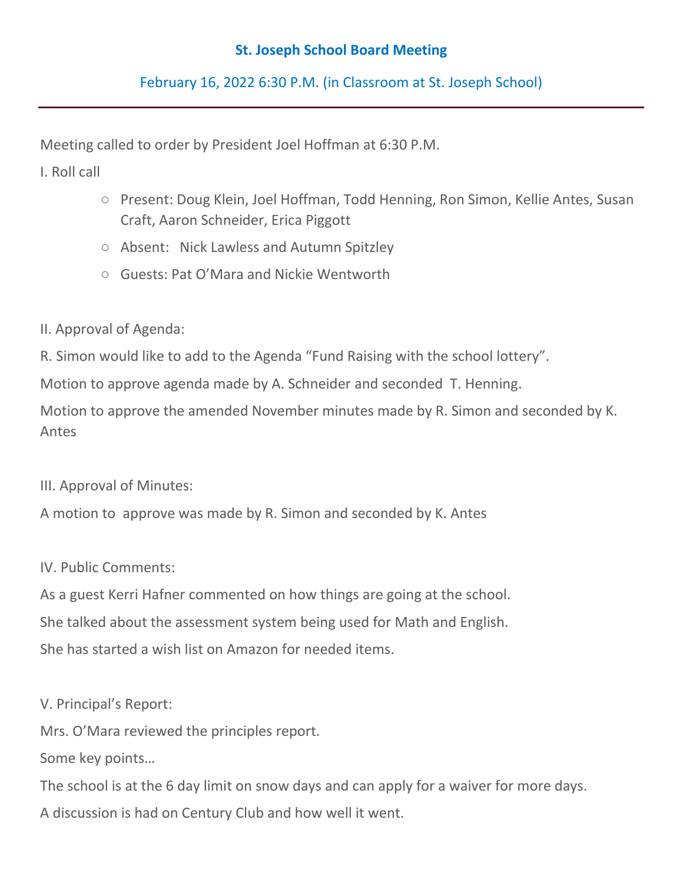# St. Joseph School Board Meeting

February 16, 2022 6:30 P.M. (in Classroom at St. Joseph School)

---

Meeting called to order by President Joel Hoffman at 6:30 P.M.

I. Roll call

- Present: Doug Klein, Joel Hoffman, Todd Henning, Ron Simon, Kellie Antes, Susan Craft, Aaron Schneider, Erica Piggott
- Absent: Nick Lawless and Autumn Spitzley
- Guests: Pat O'Mara and Nickie Wentworth

II. Approval of Agenda:

R. Simon would like to add to the Agenda "Fund Raising with the school lottery".

Motion to approve agenda made by A. Schneider and seconded T. Henning.

Motion to approve the amended November minutes made by R. Simon and seconded by K. Antes

III. Approval of Minutes:

A motion to approve was made by R. Simon and seconded by K. Antes

IV. Public Comments:

As a guest Kerri Hafner commented on how things are going at the school.

She talked about the assessment system being used for Math and English.

She has started a wish list on Amazon for needed items.

V. Principal's Report:

Mrs. O'Mara reviewed the principles report.

Some key points…

The school is at the 6 day limit on snow days and can apply for a waiver for more days.

A discussion is had on Century Club and how well it went.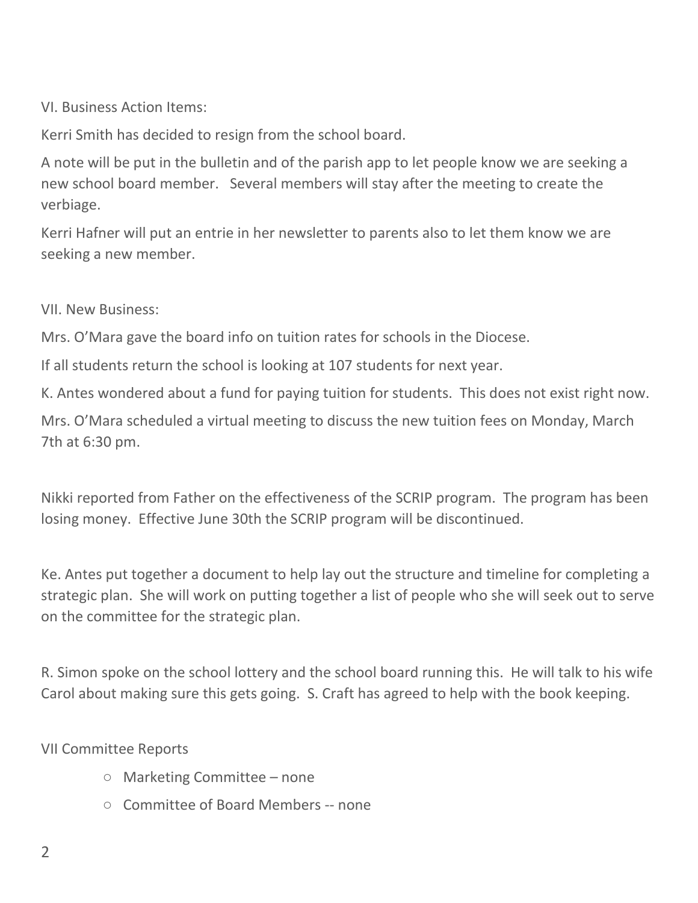VI. Business Action Items:

Kerri Smith has decided to resign from the school board.

A note will be put in the bulletin and of the parish app to let people know we are seeking a new school board member. Several members will stay after the meeting to create the verbiage.

Kerri Hafner will put an entrie in her newsletter to parents also to let them know we are seeking a new member.

VII. New Business:

Mrs. O'Mara gave the board info on tuition rates for schools in the Diocese.

If all students return the school is looking at 107 students for next year.

K. Antes wondered about a fund for paying tuition for students. This does not exist right now.

Mrs. O'Mara scheduled a virtual meeting to discuss the new tuition fees on Monday, March 7th at 6:30 pm.

Nikki reported from Father on the effectiveness of the SCRIP program. The program has been losing money. Effective June 30th the SCRIP program will be discontinued.

Ke. Antes put together a document to help lay out the structure and timeline for completing a strategic plan. She will work on putting together a list of people who she will seek out to serve on the committee for the strategic plan.

R. Simon spoke on the school lottery and the school board running this. He will talk to his wife Carol about making sure this gets going. S. Craft has agreed to help with the book keeping.

VII Committee Reports

- Marketing Committee – none
- Committee of Board Members -- none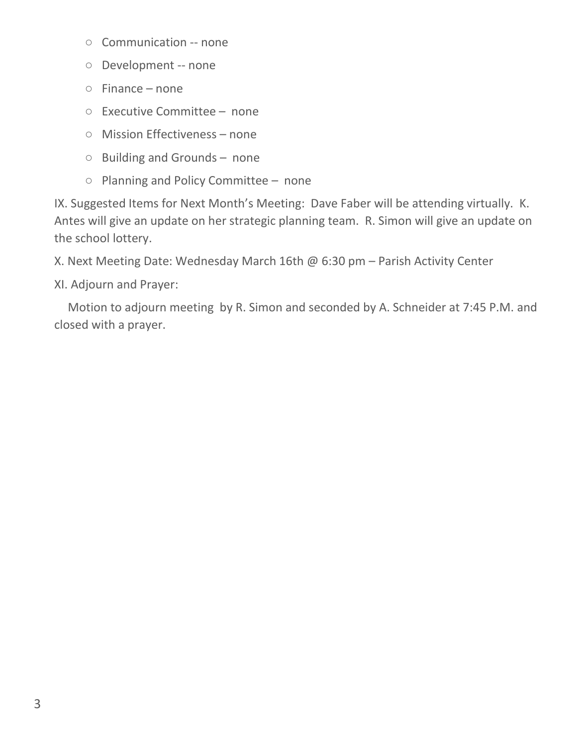- Communication -- none
- Development -- none
- Finance – none
- Executive Committee – none
- Mission Effectiveness – none
- Building and Grounds – none
- Planning and Policy Committee – none

IX. Suggested Items for Next Month's Meeting: Dave Faber will be attending virtually. K. Antes will give an update on her strategic planning team. R. Simon will give an update on the school lottery.

X. Next Meeting Date: Wednesday March 16th @ 6:30 pm – Parish Activity Center

XI. Adjourn and Prayer:

Motion to adjourn meeting by R. Simon and seconded by A. Schneider at 7:45 P.M. and closed with a prayer.